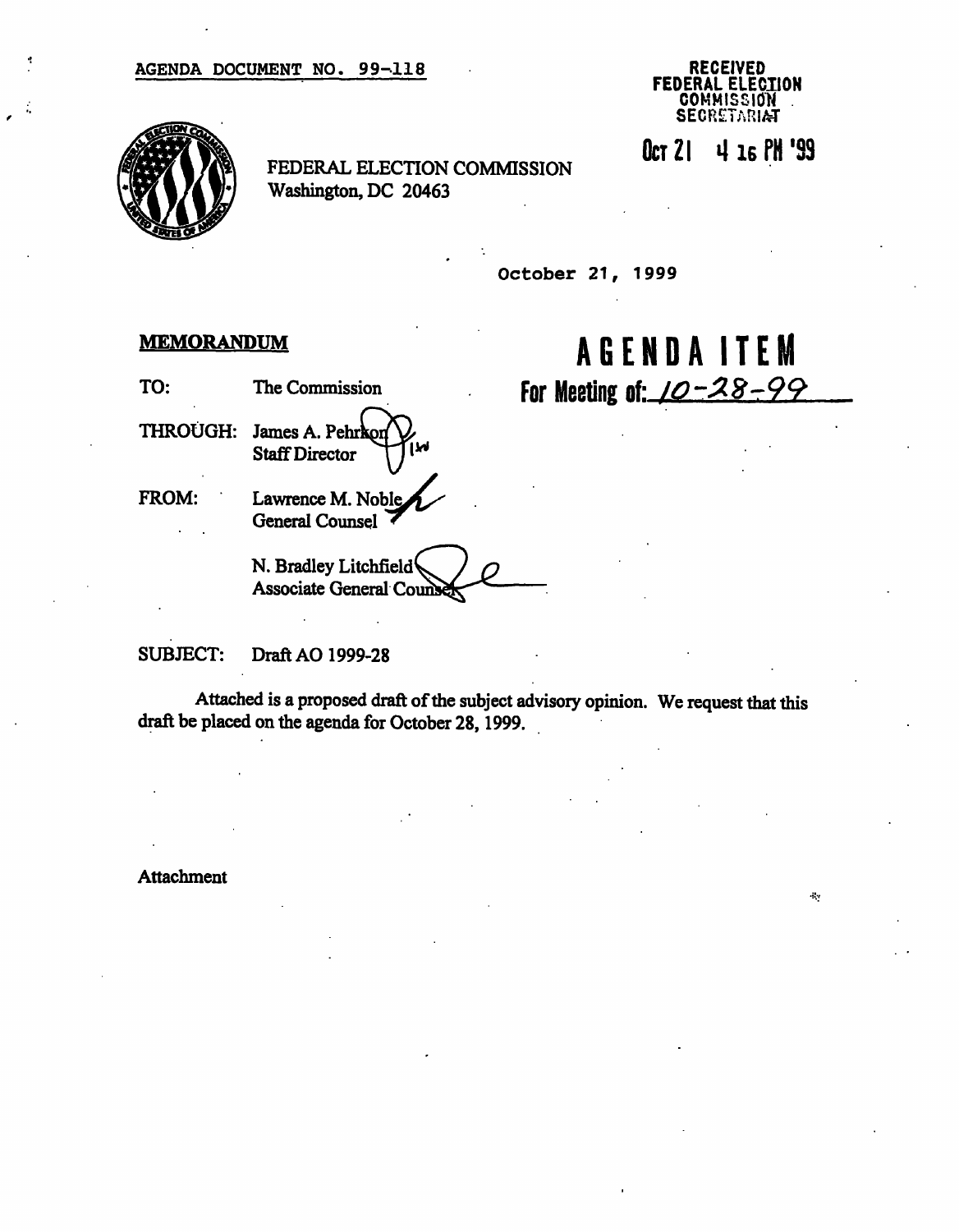AGENDA DOCUMENT NO. 99-118

RECEIVED
FEDERAL ELECTION
COMMISSION
SECRETARIAT

Oct 21 4 16 PM '99

FEDERAL ELECTION COMMISSION
Washington, DC 20463

October 21, 1999

# AGENDA ITEM

**For Meeting of: 10-28-99**

**MEMORANDUM**

TO: The Commission

THROUGH: James A. Pehrkon
Staff Director

FROM: Lawrence M. Noble
General Counsel

N. Bradley Litchfield
Associate General Counsel

SUBJECT: Draft AO 1999-28

Attached is a proposed draft of the subject advisory opinion. We request that this draft be placed on the agenda for October 28, 1999.

Attachment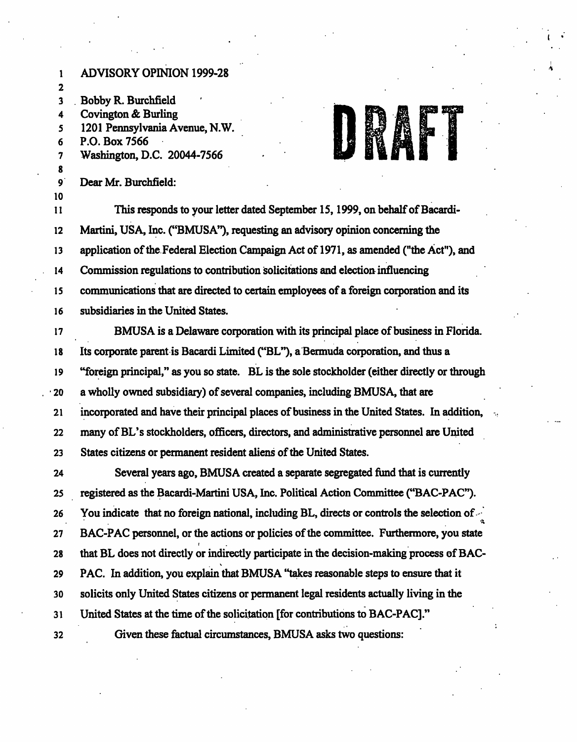ADVISORY OPINION 1999-28

DRAFT

Bobby R. Burchfield
Covington & Burling
1201 Pennsylvania Avenue, N.W.
P.O. Box 7566
Washington, D.C. 20044-7566

Dear Mr. Burchfield:

This responds to your letter dated September 15, 1999, on behalf of Bacardi-Martini, USA, Inc. ("BMUSA"), requesting an advisory opinion concerning the application of the Federal Election Campaign Act of 1971, as amended ("the Act"), and Commission regulations to contribution solicitations and election influencing communications that are directed to certain employees of a foreign corporation and its subsidiaries in the United States.

BMUSA is a Delaware corporation with its principal place of business in Florida. Its corporate parent is Bacardi Limited ("BL"), a Bermuda corporation, and thus a "foreign principal," as you so state. BL is the sole stockholder (either directly or through a wholly owned subsidiary) of several companies, including BMUSA, that are incorporated and have their principal places of business in the United States. In addition, many of BL's stockholders, officers, directors, and administrative personnel are United States citizens or permanent resident aliens of the United States.

Several years ago, BMUSA created a separate segregated fund that is currently registered as the Bacardi-Martini USA, Inc. Political Action Committee ("BAC-PAC"). You indicate that no foreign national, including BL, directs or controls the selection of BAC-PAC personnel, or the actions or policies of the committee. Furthermore, you state that BL does not directly or indirectly participate in the decision-making process of BAC-PAC. In addition, you explain that BMUSA "takes reasonable steps to ensure that it solicits only United States citizens or permanent legal residents actually living in the United States at the time of the solicitation [for contributions to BAC-PAC]."

Given these factual circumstances, BMUSA asks two questions: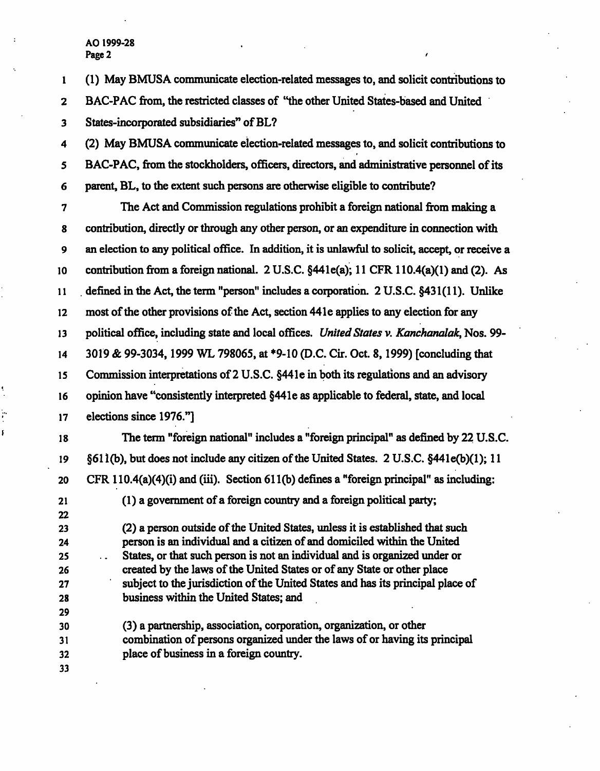(1) May BMUSA communicate election-related messages to, and solicit contributions to BAC-PAC from, the restricted classes of "the other United States-based and United States-incorporated subsidiaries" of BL?

(2) May BMUSA communicate election-related messages to, and solicit contributions to BAC-PAC, from the stockholders, officers, directors, and administrative personnel of its parent, BL, to the extent such persons are otherwise eligible to contribute?

The Act and Commission regulations prohibit a foreign national from making a contribution, directly or through any other person, or an expenditure in connection with an election to any political office. In addition, it is unlawful to solicit, accept, or receive a contribution from a foreign national. 2 U.S.C. §441e(a); 11 CFR 110.4(a)(1) and (2). As defined in the Act, the term "person" includes a corporation. 2 U.S.C. §431(11). Unlike most of the other provisions of the Act, section 441e applies to any election for any political office, including state and local offices. *United States v. Kanchanalak*, Nos. 99-3019 & 99-3034, 1999 WL 798065, at *9-10 (D.C. Cir. Oct. 8, 1999) [concluding that Commission interpretations of 2 U.S.C. §441e in both its regulations and an advisory opinion have "consistently interpreted §441e as applicable to federal, state, and local elections since 1976."]

The term "foreign national" includes a "foreign principal" as defined by 22 U.S.C. §611(b), but does not include any citizen of the United States. 2 U.S.C. §441e(b)(1); 11 CFR 110.4(a)(4)(i) and (iii). Section 611(b) defines a "foreign principal" as including:

> (1) a government of a foreign country and a foreign political party;
>
> (2) a person outside of the United States, unless it is established that such person is an individual and a citizen of and domiciled within the United States, or that such person is not an individual and is organized under or created by the laws of the United States or of any State or other place subject to the jurisdiction of the United States and has its principal place of business within the United States; and
>
> (3) a partnership, association, corporation, organization, or other combination of persons organized under the laws of or having its principal place of business in a foreign country.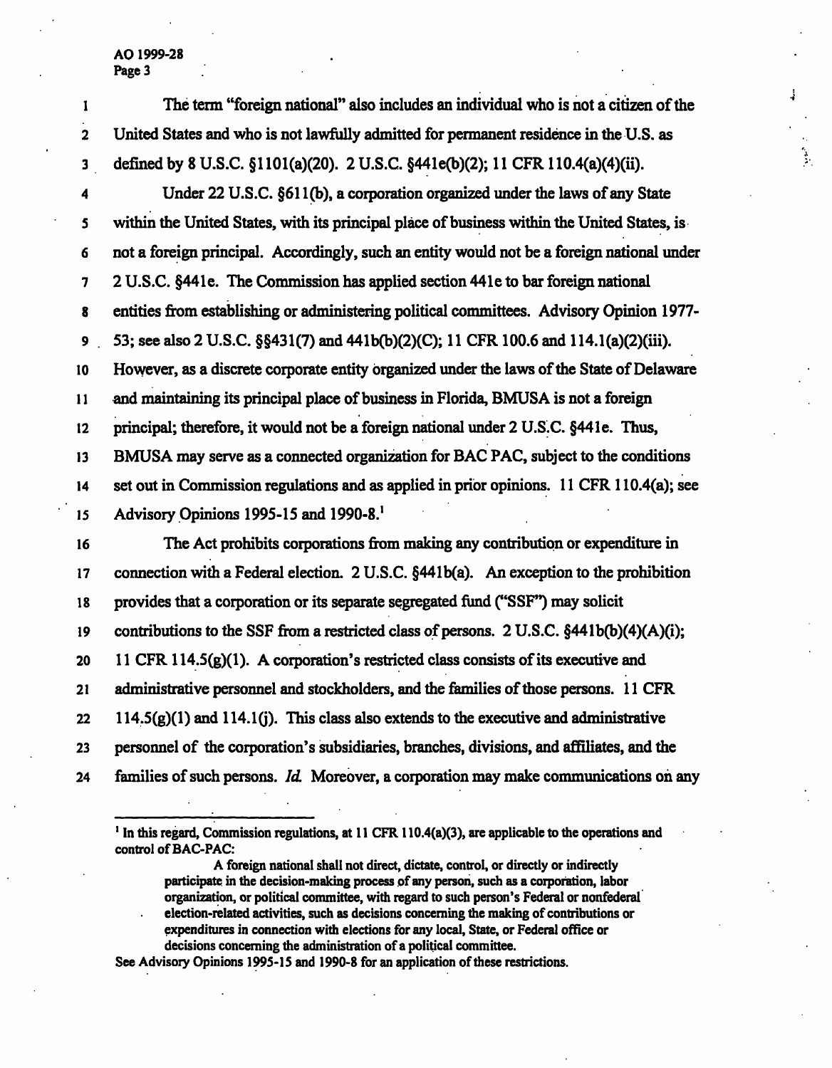The term "foreign national" also includes an individual who is not a citizen of the United States and who is not lawfully admitted for permanent residence in the U.S. as defined by 8 U.S.C. §1101(a)(20). 2 U.S.C. §441e(b)(2); 11 CFR 110.4(a)(4)(ii).

Under 22 U.S.C. §611(b), a corporation organized under the laws of any State within the United States, with its principal place of business within the United States, is not a foreign principal. Accordingly, such an entity would not be a foreign national under 2 U.S.C. §441e. The Commission has applied section 441e to bar foreign national entities from establishing or administering political committees. Advisory Opinion 1977-53; see also 2 U.S.C. §§431(7) and 441b(b)(2)(C); 11 CFR 100.6 and 114.1(a)(2)(iii). However, as a discrete corporate entity organized under the laws of the State of Delaware and maintaining its principal place of business in Florida, BMUSA is not a foreign principal; therefore, it would not be a foreign national under 2 U.S.C. §441e. Thus, BMUSA may serve as a connected organization for BAC PAC, subject to the conditions set out in Commission regulations and as applied in prior opinions. 11 CFR 110.4(a); see Advisory Opinions 1995-15 and 1990-8.[1]

The Act prohibits corporations from making any contribution or expenditure in connection with a Federal election. 2 U.S.C. §441b(a). An exception to the prohibition provides that a corporation or its separate segregated fund ("SSF") may solicit contributions to the SSF from a restricted class of persons. 2 U.S.C. §441b(b)(4)(A)(i); 11 CFR 114.5(g)(1). A corporation's restricted class consists of its executive and administrative personnel and stockholders, and the families of those persons. 11 CFR 114.5(g)(1) and 114.1(j). This class also extends to the executive and administrative personnel of the corporation's subsidiaries, branches, divisions, and affiliates, and the families of such persons. *Id.* Moreover, a corporation may make communications on any

---

[1] In this regard, Commission regulations, at 11 CFR 110.4(a)(3), are applicable to the operations and control of BAC-PAC:

> A foreign national shall not direct, dictate, control, or directly or indirectly participate in the decision-making process of any person, such as a corporation, labor organization, or political committee, with regard to such person's Federal or nonfederal election-related activities, such as decisions concerning the making of contributions or expenditures in connection with elections for any local, State, or Federal office or decisions concerning the administration of a political committee.

See Advisory Opinions 1995-15 and 1990-8 for an application of these restrictions.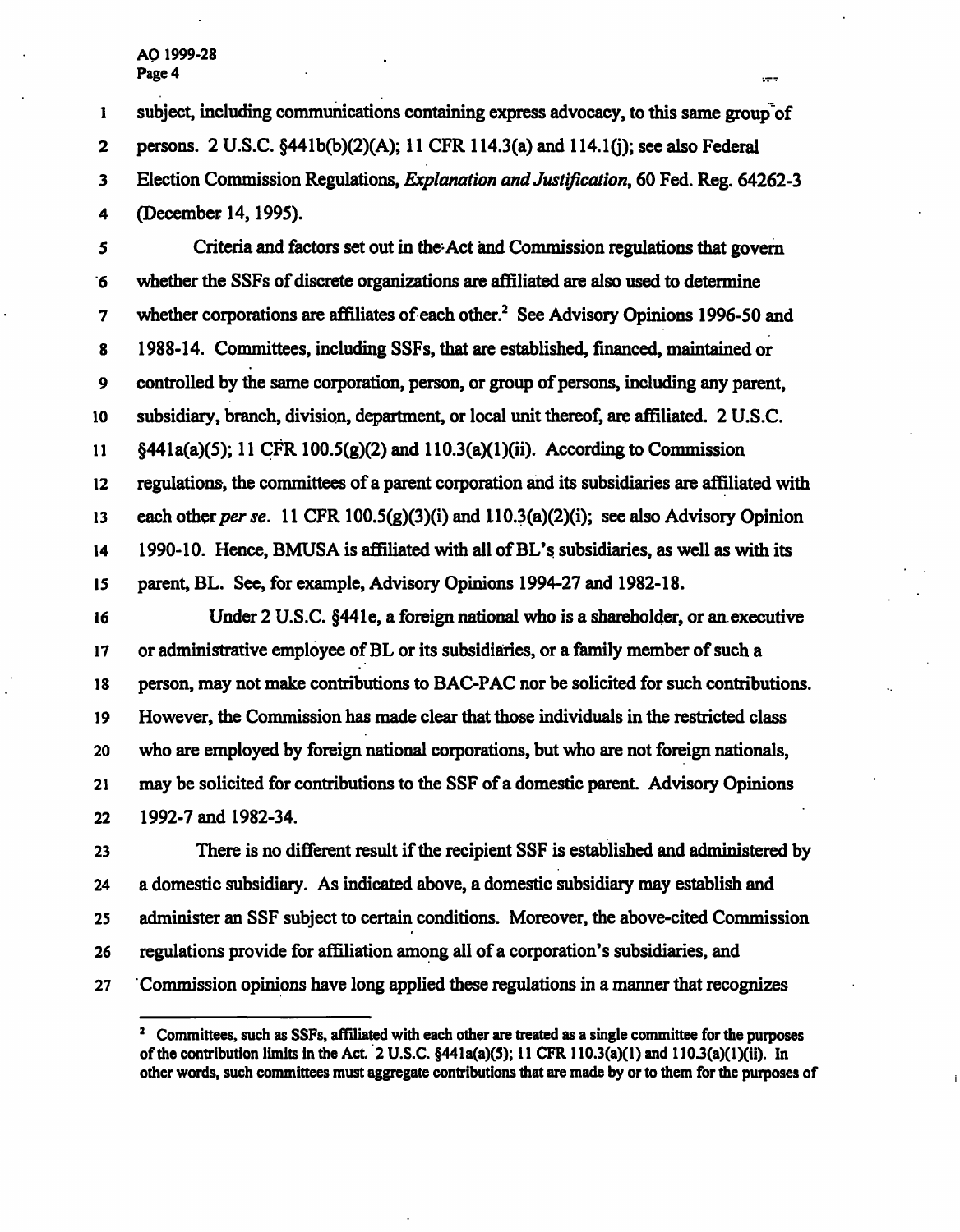subject, including communications containing express advocacy, to this same group of persons. 2 U.S.C. §441b(b)(2)(A); 11 CFR 114.3(a) and 114.1(j); see also Federal Election Commission Regulations, *Explanation and Justification*, 60 Fed. Reg. 64262-3 (December 14, 1995).

Criteria and factors set out in the Act and Commission regulations that govern whether the SSFs of discrete organizations are affiliated are also used to determine whether corporations are affiliates of each other.[2] See Advisory Opinions 1996-50 and 1988-14. Committees, including SSFs, that are established, financed, maintained or controlled by the same corporation, person, or group of persons, including any parent, subsidiary, branch, division, department, or local unit thereof, are affiliated. 2 U.S.C. §441a(a)(5); 11 CFR 100.5(g)(2) and 110.3(a)(1)(ii). According to Commission regulations, the committees of a parent corporation and its subsidiaries are affiliated with each other *per se*. 11 CFR 100.5(g)(3)(i) and 110.3(a)(2)(i); see also Advisory Opinion 1990-10. Hence, BMUSA is affiliated with all of BL's subsidiaries, as well as with its parent, BL. See, for example, Advisory Opinions 1994-27 and 1982-18.

Under 2 U.S.C. §441e, a foreign national who is a shareholder, or an executive or administrative employee of BL or its subsidiaries, or a family member of such a person, may not make contributions to BAC-PAC nor be solicited for such contributions. However, the Commission has made clear that those individuals in the restricted class who are employed by foreign national corporations, but who are not foreign nationals, may be solicited for contributions to the SSF of a domestic parent. Advisory Opinions 1992-7 and 1982-34.

There is no different result if the recipient SSF is established and administered by a domestic subsidiary. As indicated above, a domestic subsidiary may establish and administer an SSF subject to certain conditions. Moreover, the above-cited Commission regulations provide for affiliation among all of a corporation's subsidiaries, and Commission opinions have long applied these regulations in a manner that recognizes

---

[2] Committees, such as SSFs, affiliated with each other are treated as a single committee for the purposes of the contribution limits in the Act. 2 U.S.C. §441a(a)(5); 11 CFR 110.3(a)(1) and 110.3(a)(1)(ii). In other words, such committees must aggregate contributions that are made by or to them for the purposes of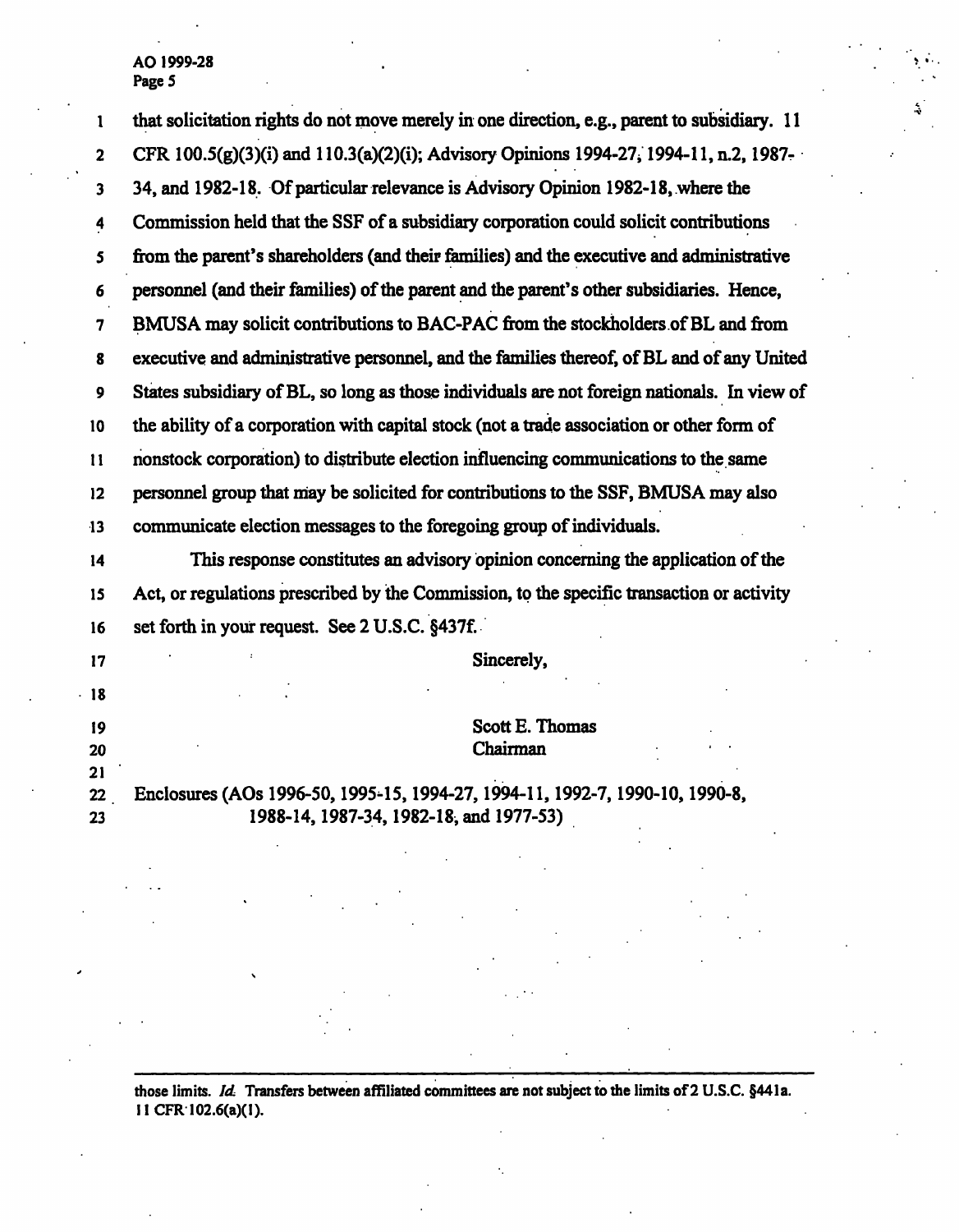that solicitation rights do not move merely in one direction, e.g., parent to subsidiary. 11 CFR 100.5(g)(3)(i) and 110.3(a)(2)(i); Advisory Opinions 1994-27, 1994-11, n.2, 1987-34, and 1982-18. Of particular relevance is Advisory Opinion 1982-18, where the Commission held that the SSF of a subsidiary corporation could solicit contributions from the parent's shareholders (and their families) and the executive and administrative personnel (and their families) of the parent and the parent's other subsidiaries. Hence, BMUSA may solicit contributions to BAC-PAC from the stockholders of BL and from executive and administrative personnel, and the families thereof, of BL and of any United States subsidiary of BL, so long as those individuals are not foreign nationals. In view of the ability of a corporation with capital stock (not a trade association or other form of nonstock corporation) to distribute election influencing communications to the same personnel group that may be solicited for contributions to the SSF, BMUSA may also communicate election messages to the foregoing group of individuals.

This response constitutes an advisory opinion concerning the application of the Act, or regulations prescribed by the Commission, to the specific transaction or activity set forth in your request. See 2 U.S.C. §437f.

Sincerely,

Scott E. Thomas
Chairman

Enclosures (AOs 1996-50, 1995-15, 1994-27, 1994-11, 1992-7, 1990-10, 1990-8, 1988-14, 1987-34, 1982-18, and 1977-53)

---

those limits. *Id.* Transfers between affiliated committees are not subject to the limits of 2 U.S.C. §441a. 11 CFR 102.6(a)(1).